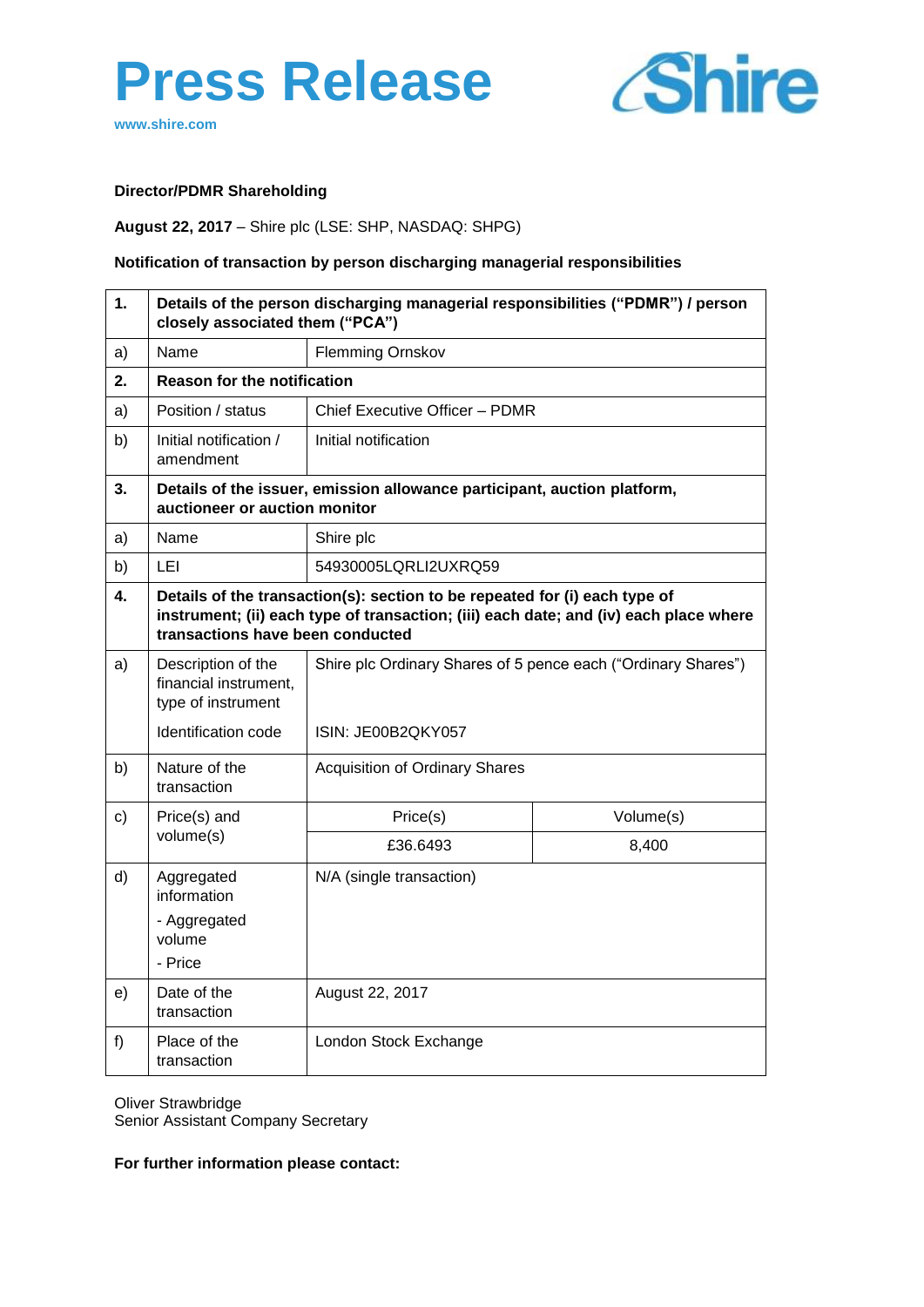# Press Release

www.shire.com

Shire

**Director/PDMR Shareholding**

**August 22, 2017** – Shire plc (LSE: SHP, NASDAQ: SHPG)

**Notification of transaction by person discharging managerial responsibilities**

| | | | |
|---|---|---|---|
| **1.** | **Details of the person discharging managerial responsibilities ("PDMR") / person closely associated them ("PCA")** | | |
| a) | Name | Flemming Ornskov | |
| **2.** | **Reason for the notification** | | |
| a) | Position / status | Chief Executive Officer – PDMR | |
| b) | Initial notification / amendment | Initial notification | |
| **3.** | **Details of the issuer, emission allowance participant, auction platform, auctioneer or auction monitor** | | |
| a) | Name | Shire plc | |
| b) | LEI | 54930005LQRLI2UXRQ59 | |
| **4.** | **Details of the transaction(s): section to be repeated for (i) each type of instrument; (ii) each type of transaction; (iii) each date; and (iv) each place where transactions have been conducted** | | |
| a) | Description of the financial instrument, type of instrument<br><br>Identification code | Shire plc Ordinary Shares of 5 pence each ("Ordinary Shares")<br><br>ISIN: JE00B2QKY057 | |
| b) | Nature of the transaction | Acquisition of Ordinary Shares | |
| c) | Price(s) and volume(s) | Price(s) | Volume(s) |
| | | £36.6493 | 8,400 |
| d) | Aggregated information<br>- Aggregated volume<br>- Price | N/A (single transaction) | |
| e) | Date of the transaction | August 22, 2017 | |
| f) | Place of the transaction | London Stock Exchange | |

Oliver Strawbridge
Senior Assistant Company Secretary

**For further information please contact:**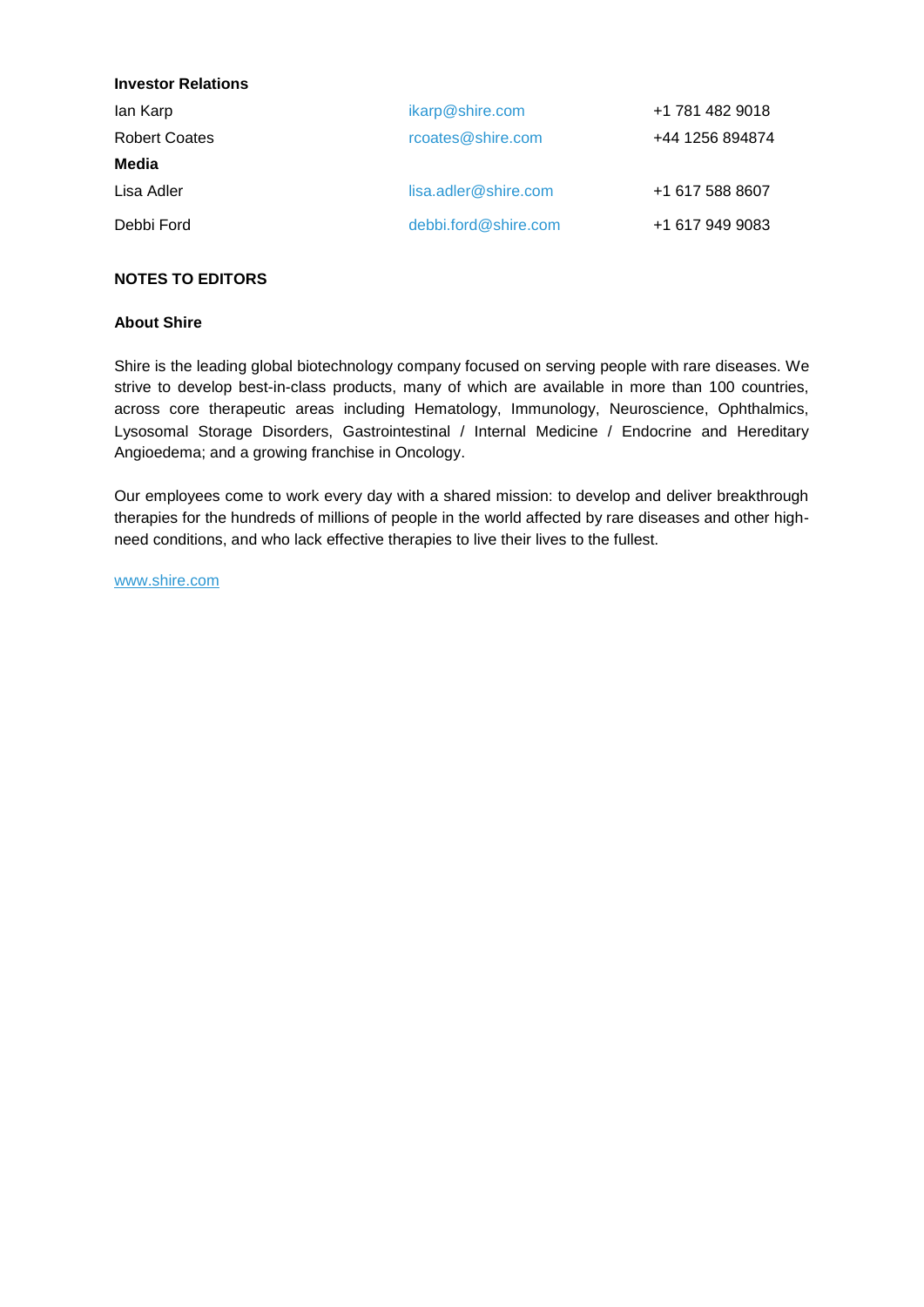**Investor Relations**

| | | |
|---|---|---|
| Ian Karp | ikarp@shire.com | +1 781 482 9018 |
| Robert Coates | rcoates@shire.com | +44 1256 894874 |
| **Media** | | |
| Lisa Adler | lisa.adler@shire.com | +1 617 588 8607 |
| Debbi Ford | debbi.ford@shire.com | +1 617 949 9083 |

**NOTES TO EDITORS**

**About Shire**

Shire is the leading global biotechnology company focused on serving people with rare diseases. We strive to develop best-in-class products, many of which are available in more than 100 countries, across core therapeutic areas including Hematology, Immunology, Neuroscience, Ophthalmics, Lysosomal Storage Disorders, Gastrointestinal / Internal Medicine / Endocrine and Hereditary Angioedema; and a growing franchise in Oncology.

Our employees come to work every day with a shared mission: to develop and deliver breakthrough therapies for the hundreds of millions of people in the world affected by rare diseases and other high-need conditions, and who lack effective therapies to live their lives to the fullest.

www.shire.com